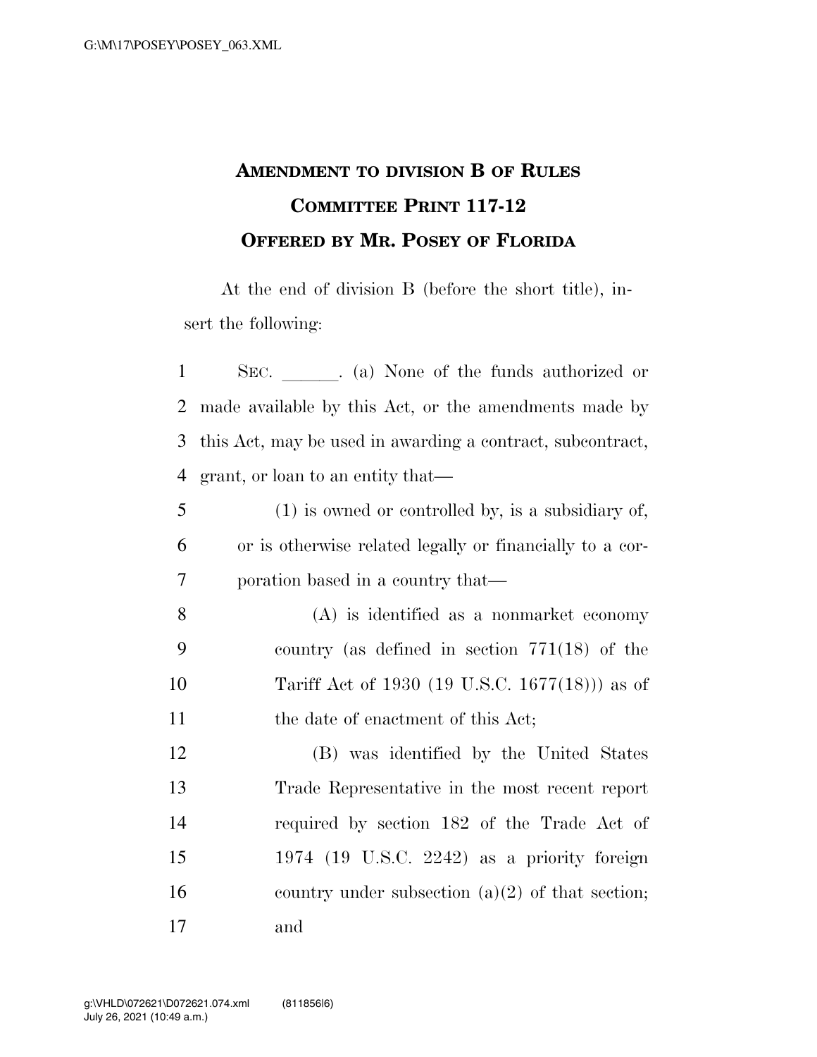# AMENDMENT TO DIVISION B OF RULES COMMITTEE PRINT 117-12
## OFFERED BY MR. POSEY OF FLORIDA

At the end of division B (before the short title), insert the following:

SEC. \_\_\_\_\_\_. (a) None of the funds authorized or made available by this Act, or the amendments made by this Act, may be used in awarding a contract, subcontract, grant, or loan to an entity that—

(1) is owned or controlled by, is a subsidiary of, or is otherwise related legally or financially to a corporation based in a country that—

(A) is identified as a nonmarket economy country (as defined in section 771(18) of the Tariff Act of 1930 (19 U.S.C. 1677(18))) as of the date of enactment of this Act;

(B) was identified by the United States Trade Representative in the most recent report required by section 182 of the Trade Act of 1974 (19 U.S.C. 2242) as a priority foreign country under subsection (a)(2) of that section; and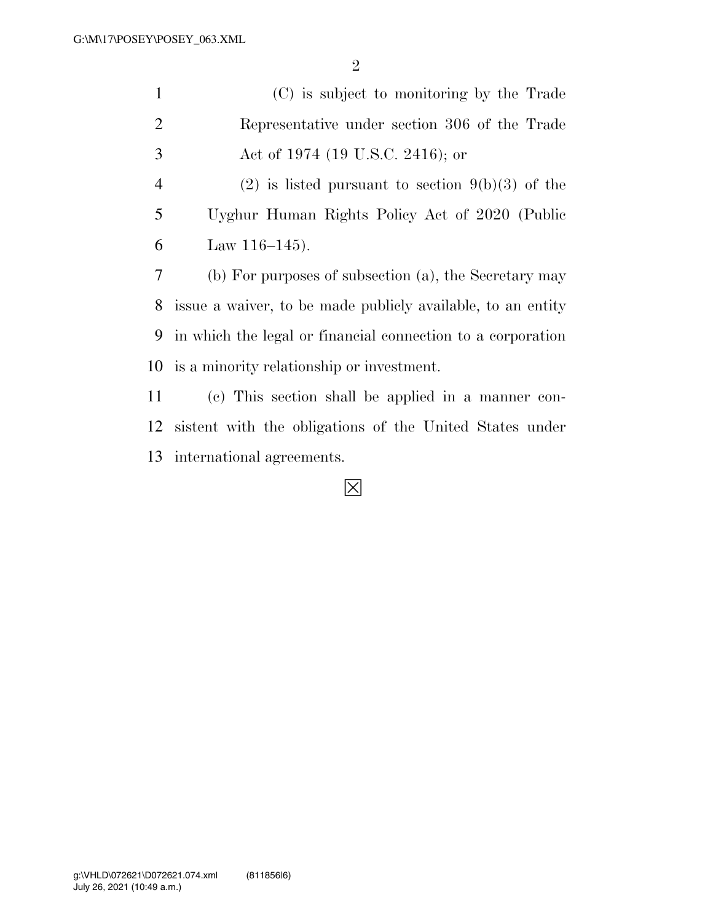(C) is subject to monitoring by the Trade Representative under section 306 of the Trade Act of 1974 (19 U.S.C. 2416); or

(2) is listed pursuant to section 9(b)(3) of the Uyghur Human Rights Policy Act of 2020 (Public Law 116–145).

(b) For purposes of subsection (a), the Secretary may issue a waiver, to be made publicly available, to an entity in which the legal or financial connection to a corporation is a minority relationship or investment.

(c) This section shall be applied in a manner consistent with the obligations of the United States under international agreements.